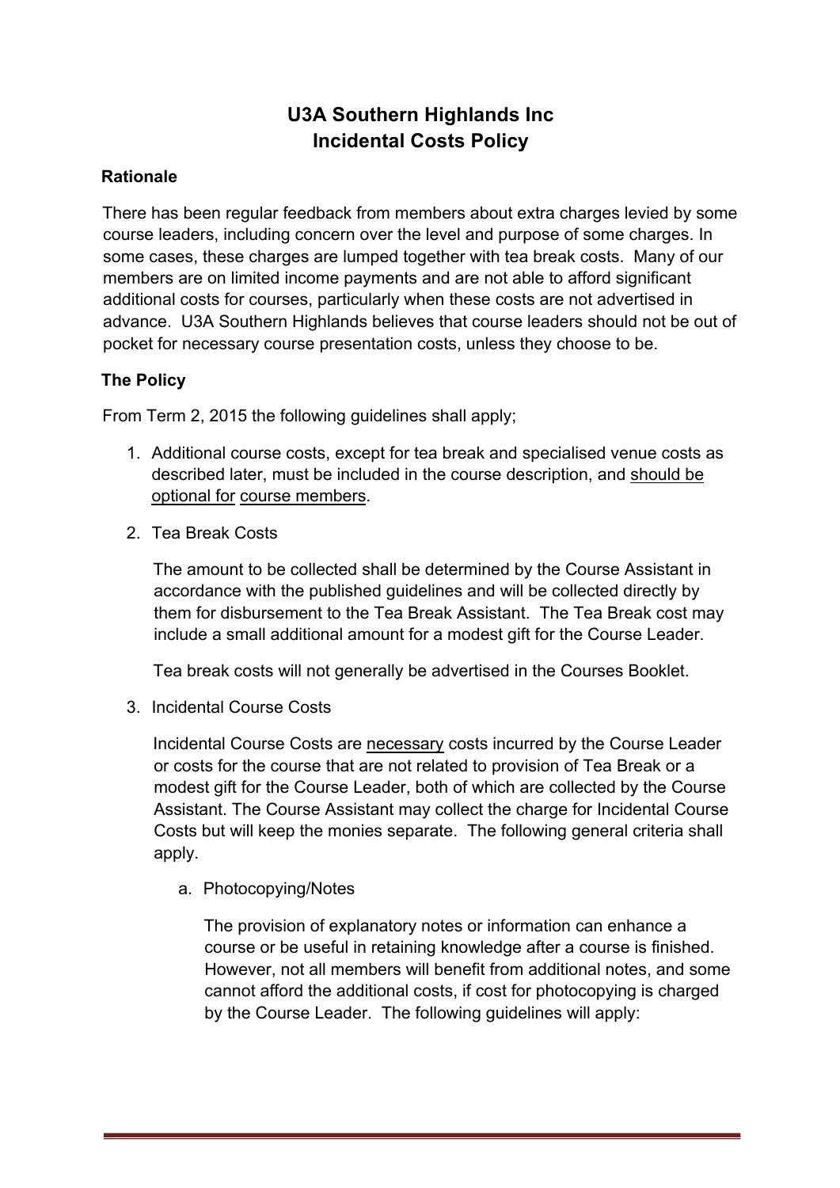# U3A Southern Highlands Inc
# Incidental Costs Policy

**Rationale**

There has been regular feedback from members about extra charges levied by some course leaders, including concern over the level and purpose of some charges. In some cases, these charges are lumped together with tea break costs. Many of our members are on limited income payments and are not able to afford significant additional costs for courses, particularly when these costs are not advertised in advance. U3A Southern Highlands believes that course leaders should not be out of pocket for necessary course presentation costs, unless they choose to be.

**The Policy**

From Term 2, 2015 the following guidelines shall apply;

1. Additional course costs, except for tea break and specialised venue costs as described later, must be included in the course description, and <u>should be optional for</u> <u>course members</u>.

2. Tea Break Costs

   The amount to be collected shall be determined by the Course Assistant in accordance with the published guidelines and will be collected directly by them for disbursement to the Tea Break Assistant. The Tea Break cost may include a small additional amount for a modest gift for the Course Leader.

   Tea break costs will not generally be advertised in the Courses Booklet.

3. Incidental Course Costs

   Incidental Course Costs are <u>necessary</u> costs incurred by the Course Leader or costs for the course that are not related to provision of Tea Break or a modest gift for the Course Leader, both of which are collected by the Course Assistant. The Course Assistant may collect the charge for Incidental Course Costs but will keep the monies separate. The following general criteria shall apply.

   a. Photocopying/Notes

      The provision of explanatory notes or information can enhance a course or be useful in retaining knowledge after a course is finished. However, not all members will benefit from additional notes, and some cannot afford the additional costs, if cost for photocopying is charged by the Course Leader. The following guidelines will apply: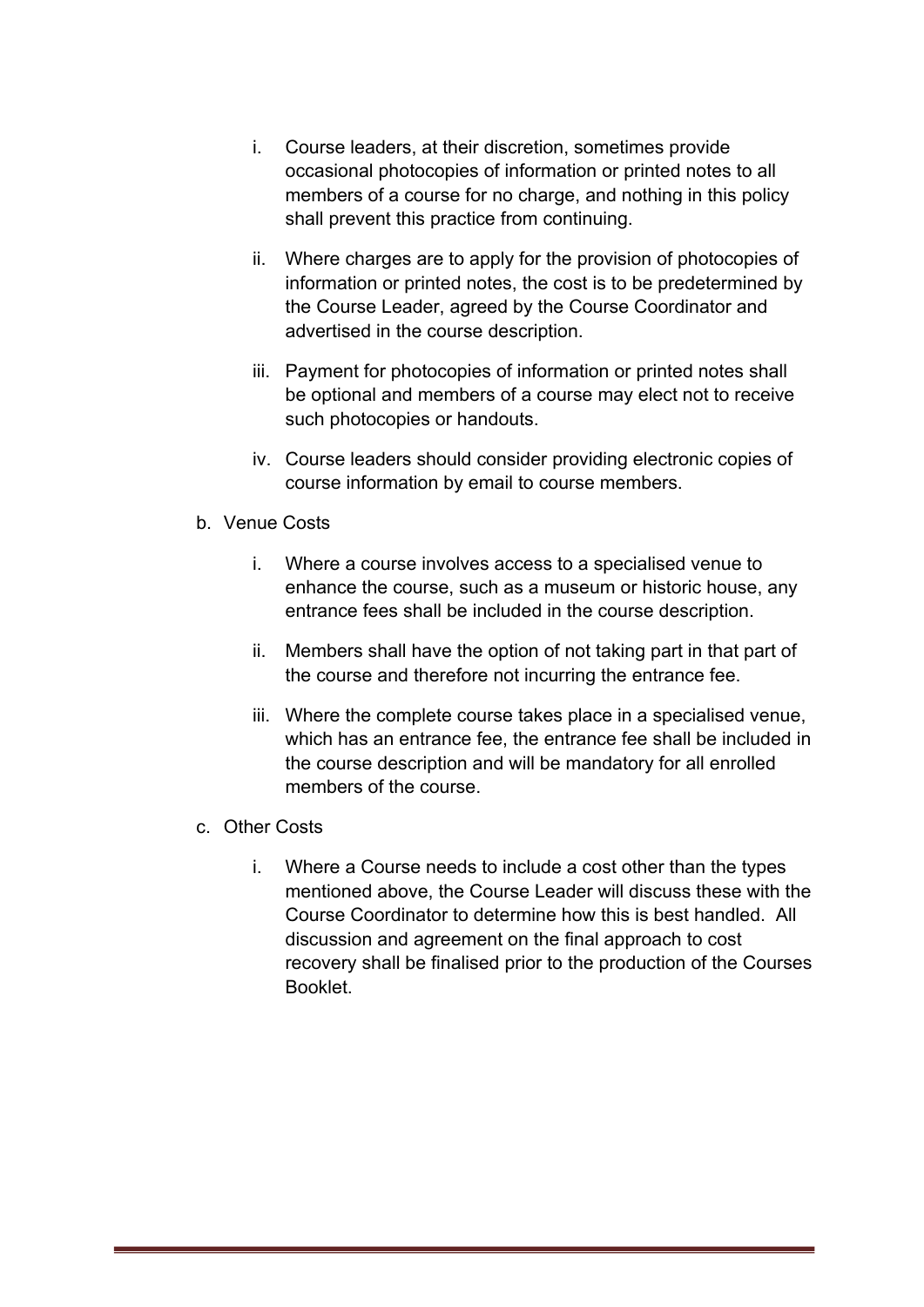i. Course leaders, at their discretion, sometimes provide occasional photocopies of information or printed notes to all members of a course for no charge, and nothing in this policy shall prevent this practice from continuing.

ii. Where charges are to apply for the provision of photocopies of information or printed notes, the cost is to be predetermined by the Course Leader, agreed by the Course Coordinator and advertised in the course description.

iii. Payment for photocopies of information or printed notes shall be optional and members of a course may elect not to receive such photocopies or handouts.

iv. Course leaders should consider providing electronic copies of course information by email to course members.

b. Venue Costs

i. Where a course involves access to a specialised venue to enhance the course, such as a museum or historic house, any entrance fees shall be included in the course description.

ii. Members shall have the option of not taking part in that part of the course and therefore not incurring the entrance fee.

iii. Where the complete course takes place in a specialised venue, which has an entrance fee, the entrance fee shall be included in the course description and will be mandatory for all enrolled members of the course.

c. Other Costs

i. Where a Course needs to include a cost other than the types mentioned above, the Course Leader will discuss these with the Course Coordinator to determine how this is best handled. All discussion and agreement on the final approach to cost recovery shall be finalised prior to the production of the Courses Booklet.